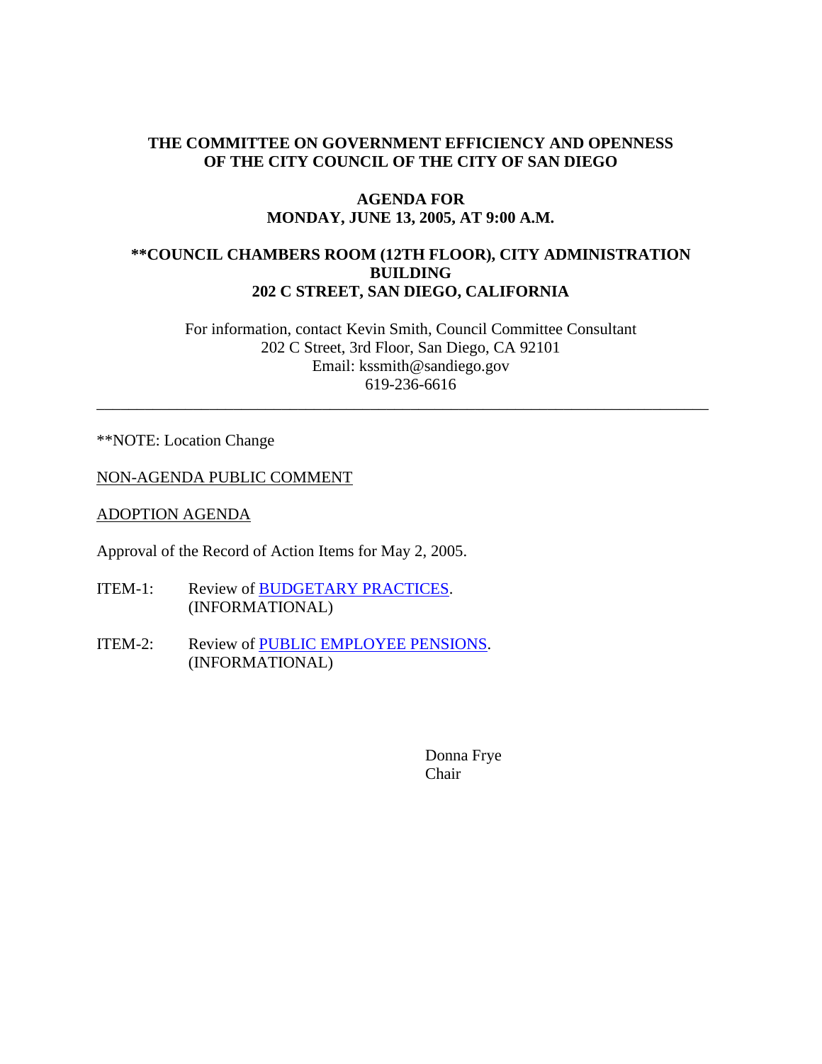**THE COMMITTEE ON GOVERNMENT EFFICIENCY AND OPENNESS OF THE CITY COUNCIL OF THE CITY OF SAN DIEGO**

**AGENDA FOR MONDAY, JUNE 13, 2005, AT 9:00 A.M.**

****COUNCIL CHAMBERS ROOM (12TH FLOOR), CITY ADMINISTRATION BUILDING 202 C STREET, SAN DIEGO, CALIFORNIA**

For information, contact Kevin Smith, Council Committee Consultant
202 C Street, 3rd Floor, San Diego, CA 92101
Email: kssmith@sandiego.gov
619-236-6616

---

**NOTE: Location Change

NON-AGENDA PUBLIC COMMENT

ADOPTION AGENDA

Approval of the Record of Action Items for May 2, 2005.

ITEM-1: Review of BUDGETARY PRACTICES.
(INFORMATIONAL)

ITEM-2: Review of PUBLIC EMPLOYEE PENSIONS.
(INFORMATIONAL)

Donna Frye
Chair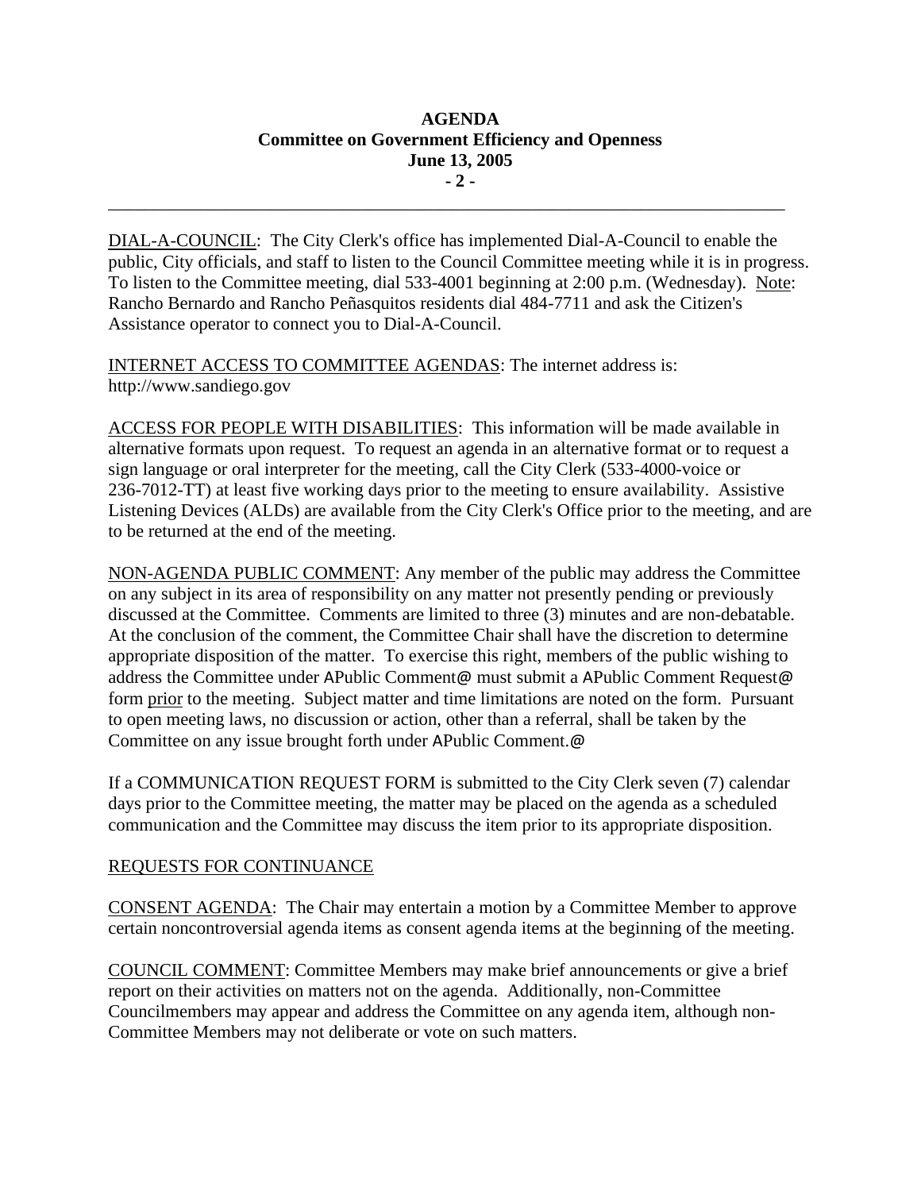DIAL-A-COUNCIL: The City Clerk's office has implemented Dial-A-Council to enable the public, City officials, and staff to listen to the Council Committee meeting while it is in progress. To listen to the Committee meeting, dial 533-4001 beginning at 2:00 p.m. (Wednesday). Note: Rancho Bernardo and Rancho Peñasquitos residents dial 484-7711 and ask the Citizen's Assistance operator to connect you to Dial-A-Council.

INTERNET ACCESS TO COMMITTEE AGENDAS: The internet address is: http://www.sandiego.gov

ACCESS FOR PEOPLE WITH DISABILITIES: This information will be made available in alternative formats upon request. To request an agenda in an alternative format or to request a sign language or oral interpreter for the meeting, call the City Clerk (533-4000-voice or 236-7012-TT) at least five working days prior to the meeting to ensure availability. Assistive Listening Devices (ALDs) are available from the City Clerk's Office prior to the meeting, and are to be returned at the end of the meeting.

NON-AGENDA PUBLIC COMMENT: Any member of the public may address the Committee on any subject in its area of responsibility on any matter not presently pending or previously discussed at the Committee. Comments are limited to three (3) minutes and are non-debatable. At the conclusion of the comment, the Committee Chair shall have the discretion to determine appropriate disposition of the matter. To exercise this right, members of the public wishing to address the Committee under APublic Comment@ must submit a APublic Comment Request@ form prior to the meeting. Subject matter and time limitations are noted on the form. Pursuant to open meeting laws, no discussion or action, other than a referral, shall be taken by the Committee on any issue brought forth under APublic Comment.@

If a COMMUNICATION REQUEST FORM is submitted to the City Clerk seven (7) calendar days prior to the Committee meeting, the matter may be placed on the agenda as a scheduled communication and the Committee may discuss the item prior to its appropriate disposition.

REQUESTS FOR CONTINUANCE

CONSENT AGENDA: The Chair may entertain a motion by a Committee Member to approve certain noncontroversial agenda items as consent agenda items at the beginning of the meeting.

COUNCIL COMMENT: Committee Members may make brief announcements or give a brief report on their activities on matters not on the agenda. Additionally, non-Committee Councilmembers may appear and address the Committee on any agenda item, although non-Committee Members may not deliberate or vote on such matters.